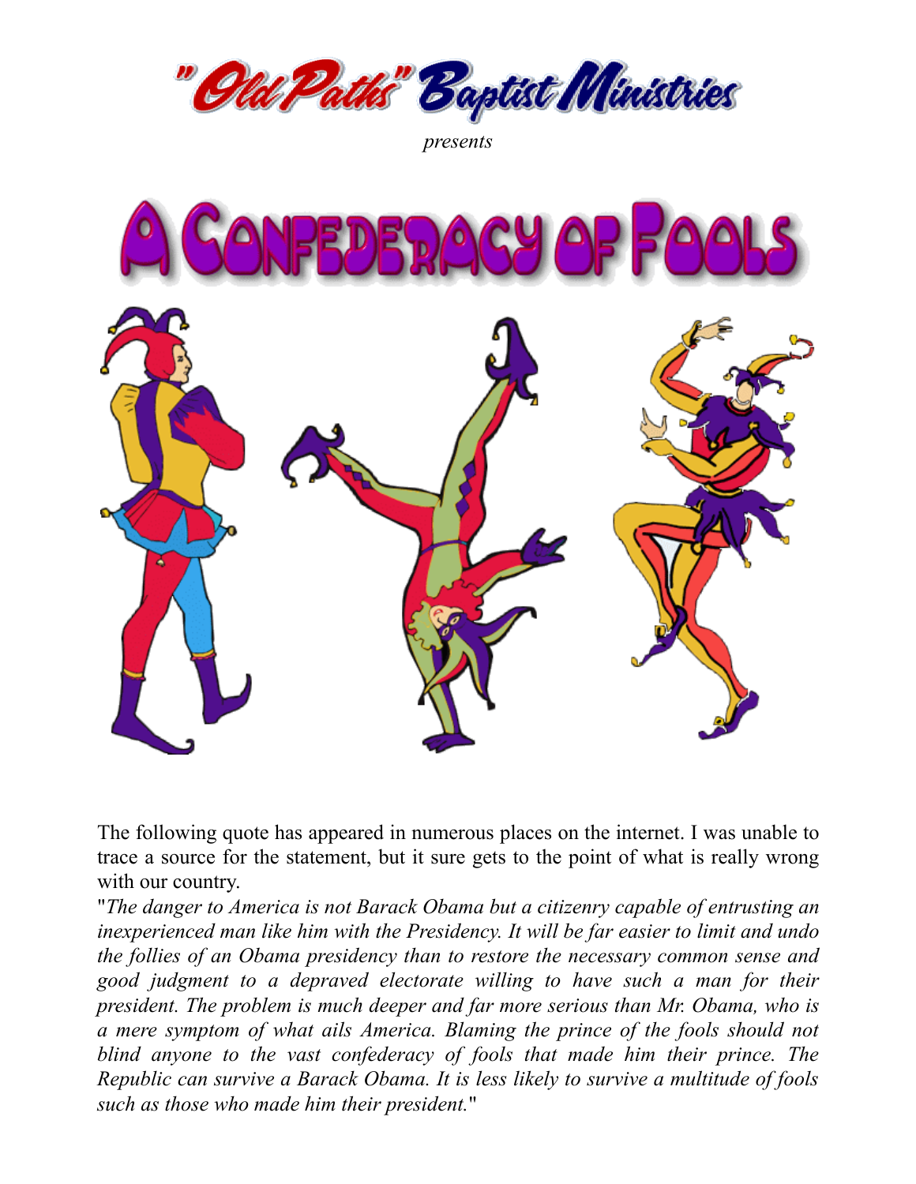"Old Paths" Baptist Ministries

*presents*

# A Confederacy of Fools

The following quote has appeared in numerous places on the internet. I was unable to trace a source for the statement, but it sure gets to the point of what is really wrong with our country.

"*The danger to America is not Barack Obama but a citizenry capable of entrusting an inexperienced man like him with the Presidency. It will be far easier to limit and undo the follies of an Obama presidency than to restore the necessary common sense and good judgment to a depraved electorate willing to have such a man for their president. The problem is much deeper and far more serious than Mr. Obama, who is a mere symptom of what ails America. Blaming the prince of the fools should not blind anyone to the vast confederacy of fools that made him their prince. The Republic can survive a Barack Obama. It is less likely to survive a multitude of fools such as those who made him their president.*"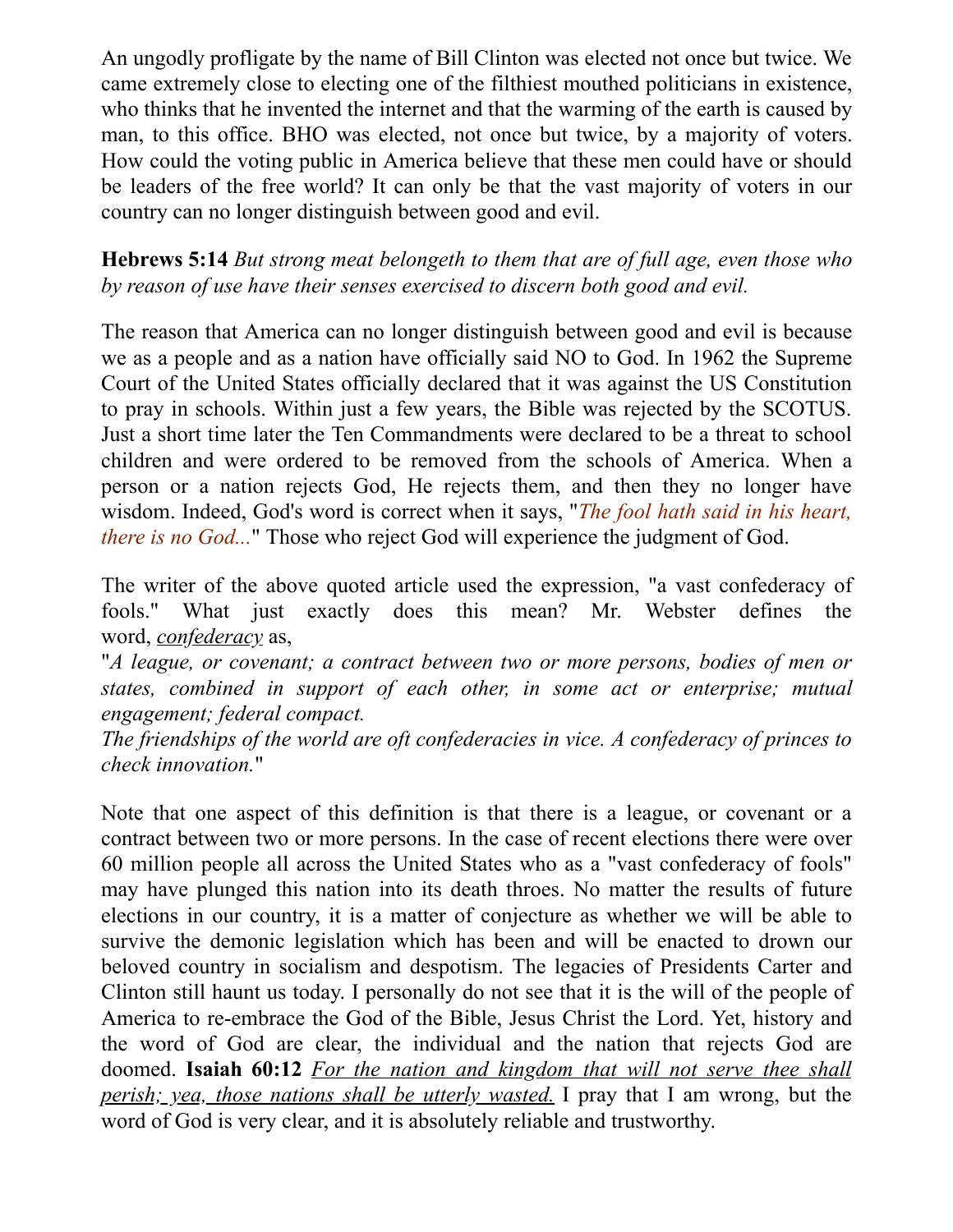An ungodly profligate by the name of Bill Clinton was elected not once but twice. We came extremely close to electing one of the filthiest mouthed politicians in existence, who thinks that he invented the internet and that the warming of the earth is caused by man, to this office. BHO was elected, not once but twice, by a majority of voters. How could the voting public in America believe that these men could have or should be leaders of the free world? It can only be that the vast majority of voters in our country can no longer distinguish between good and evil.

**Hebrews 5:14** *But strong meat belongeth to them that are of full age, even those who by reason of use have their senses exercised to discern both good and evil.*

The reason that America can no longer distinguish between good and evil is because we as a people and as a nation have officially said NO to God. In 1962 the Supreme Court of the United States officially declared that it was against the US Constitution to pray in schools. Within just a few years, the Bible was rejected by the SCOTUS. Just a short time later the Ten Commandments were declared to be a threat to school children and were ordered to be removed from the schools of America. When a person or a nation rejects God, He rejects them, and then they no longer have wisdom. Indeed, God's word is correct when it says, "*The fool hath said in his heart, there is no God...*" Those who reject God will experience the judgment of God.

The writer of the above quoted article used the expression, "a vast confederacy of fools." What just exactly does this mean? Mr. Webster defines the word, *confederacy* as,

"*A league, or covenant; a contract between two or more persons, bodies of men or states, combined in support of each other, in some act or enterprise; mutual engagement; federal compact.*
*The friendships of the world are oft confederacies in vice. A confederacy of princes to check innovation.*"

Note that one aspect of this definition is that there is a league, or covenant or a contract between two or more persons. In the case of recent elections there were over 60 million people all across the United States who as a "vast confederacy of fools" may have plunged this nation into its death throes. No matter the results of future elections in our country, it is a matter of conjecture as whether we will be able to survive the demonic legislation which has been and will be enacted to drown our beloved country in socialism and despotism. The legacies of Presidents Carter and Clinton still haunt us today. I personally do not see that it is the will of the people of America to re-embrace the God of the Bible, Jesus Christ the Lord. Yet, history and the word of God are clear, the individual and the nation that rejects God are doomed. **Isaiah 60:12** *For the nation and kingdom that will not serve thee shall perish; yea, those nations shall be utterly wasted.* I pray that I am wrong, but the word of God is very clear, and it is absolutely reliable and trustworthy.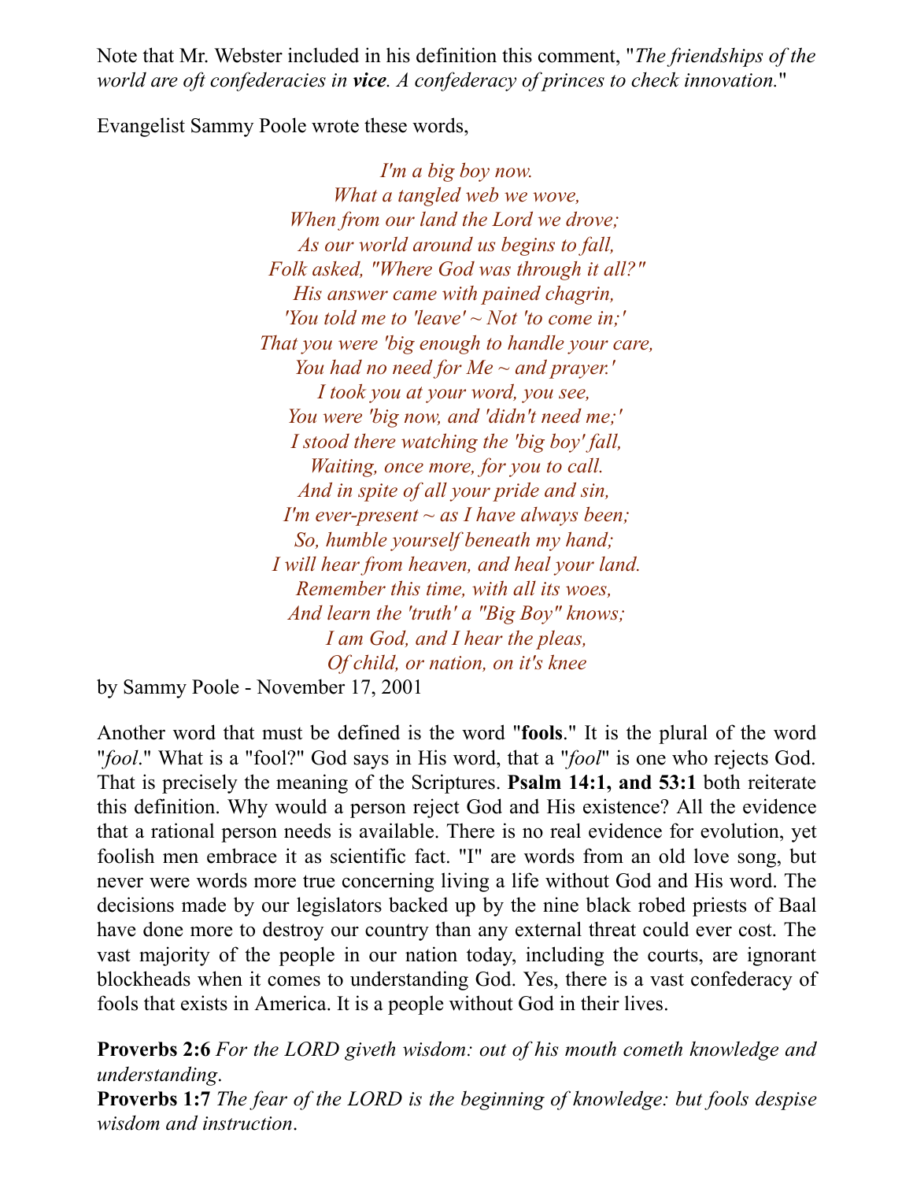Note that Mr. Webster included in his definition this comment, "*The friendships of the world are oft confederacies in **vice**. A confederacy of princes to check innovation.*"

Evangelist Sammy Poole wrote these words,

*I'm a big boy now.*  
*What a tangled web we wove,*  
*When from our land the Lord we drove;*  
*As our world around us begins to fall,*  
*Folk asked, "Where God was through it all?"*  
*His answer came with pained chagrin,*  
*'You told me to 'leave' ~ Not 'to come in;'*  
*That you were 'big enough to handle your care,*  
*You had no need for Me ~ and prayer.'*  
*I took you at your word, you see,*  
*You were 'big now, and 'didn't need me;'*  
*I stood there watching the 'big boy' fall,*  
*Waiting, once more, for you to call.*  
*And in spite of all your pride and sin,*  
*I'm ever-present ~ as I have always been;*  
*So, humble yourself beneath my hand;*  
*I will hear from heaven, and heal your land.*  
*Remember this time, with all its woes,*  
*And learn the 'truth' a "Big Boy" knows;*  
*I am God, and I hear the pleas,*  
*Of child, or nation, on it's knee*

by Sammy Poole - November 17, 2001

Another word that must be defined is the word "**fools**." It is the plural of the word "*fool*." What is a "fool?" God says in His word, that a "*fool*" is one who rejects God. That is precisely the meaning of the Scriptures. **Psalm 14:1, and 53:1** both reiterate this definition. Why would a person reject God and His existence? All the evidence that a rational person needs is available. There is no real evidence for evolution, yet foolish men embrace it as scientific fact. "I" are words from an old love song, but never were words more true concerning living a life without God and His word. The decisions made by our legislators backed up by the nine black robed priests of Baal have done more to destroy our country than any external threat could ever cost. The vast majority of the people in our nation today, including the courts, are ignorant blockheads when it comes to understanding God. Yes, there is a vast confederacy of fools that exists in America. It is a people without God in their lives.

**Proverbs 2:6** *For the LORD giveth wisdom: out of his mouth cometh knowledge and understanding*.  
**Proverbs 1:7** *The fear of the LORD is the beginning of knowledge: but fools despise wisdom and instruction*.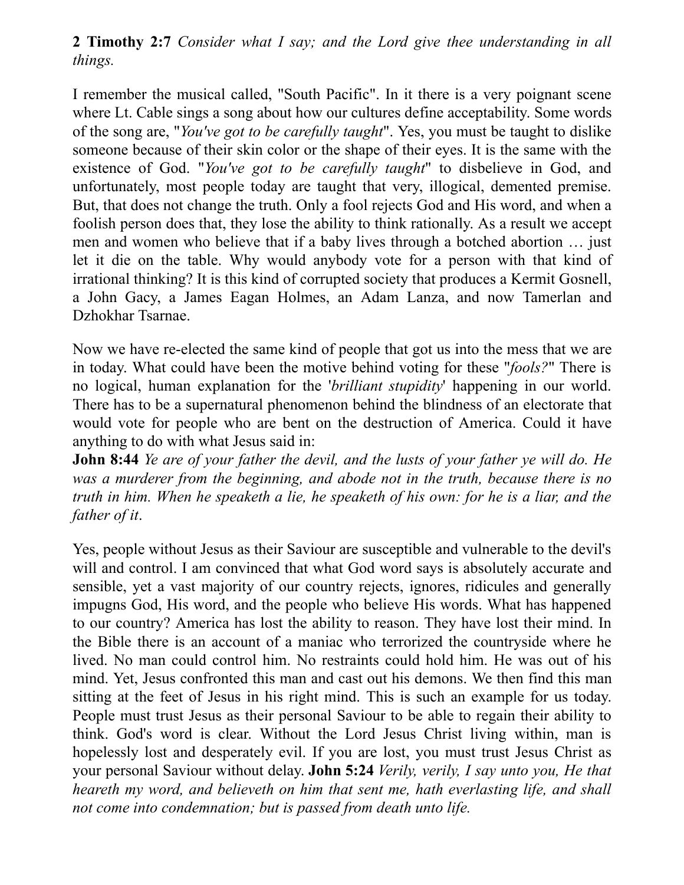**2 Timothy 2:7** *Consider what I say; and the Lord give thee understanding in all things.*

I remember the musical called, "South Pacific". In it there is a very poignant scene where Lt. Cable sings a song about how our cultures define acceptability. Some words of the song are, "*You've got to be carefully taught*". Yes, you must be taught to dislike someone because of their skin color or the shape of their eyes. It is the same with the existence of God. "*You've got to be carefully taught*" to disbelieve in God, and unfortunately, most people today are taught that very, illogical, demented premise. But, that does not change the truth. Only a fool rejects God and His word, and when a foolish person does that, they lose the ability to think rationally. As a result we accept men and women who believe that if a baby lives through a botched abortion … just let it die on the table. Why would anybody vote for a person with that kind of irrational thinking? It is this kind of corrupted society that produces a Kermit Gosnell, a John Gacy, a James Eagan Holmes, an Adam Lanza, and now Tamerlan and Dzhokhar Tsarnae.

Now we have re-elected the same kind of people that got us into the mess that we are in today. What could have been the motive behind voting for these "*fools?*" There is no logical, human explanation for the '*brilliant stupidity*' happening in our world. There has to be a supernatural phenomenon behind the blindness of an electorate that would vote for people who are bent on the destruction of America. Could it have anything to do with what Jesus said in:
**John 8:44** *Ye are of your father the devil, and the lusts of your father ye will do. He was a murderer from the beginning, and abode not in the truth, because there is no truth in him. When he speaketh a lie, he speaketh of his own: for he is a liar, and the father of it*.

Yes, people without Jesus as their Saviour are susceptible and vulnerable to the devil's will and control. I am convinced that what God word says is absolutely accurate and sensible, yet a vast majority of our country rejects, ignores, ridicules and generally impugns God, His word, and the people who believe His words. What has happened to our country? America has lost the ability to reason. They have lost their mind. In the Bible there is an account of a maniac who terrorized the countryside where he lived. No man could control him. No restraints could hold him. He was out of his mind. Yet, Jesus confronted this man and cast out his demons. We then find this man sitting at the feet of Jesus in his right mind. This is such an example for us today. People must trust Jesus as their personal Saviour to be able to regain their ability to think. God's word is clear. Without the Lord Jesus Christ living within, man is hopelessly lost and desperately evil. If you are lost, you must trust Jesus Christ as your personal Saviour without delay. **John 5:24** *Verily, verily, I say unto you, He that heareth my word, and believeth on him that sent me, hath everlasting life, and shall not come into condemnation; but is passed from death unto life.*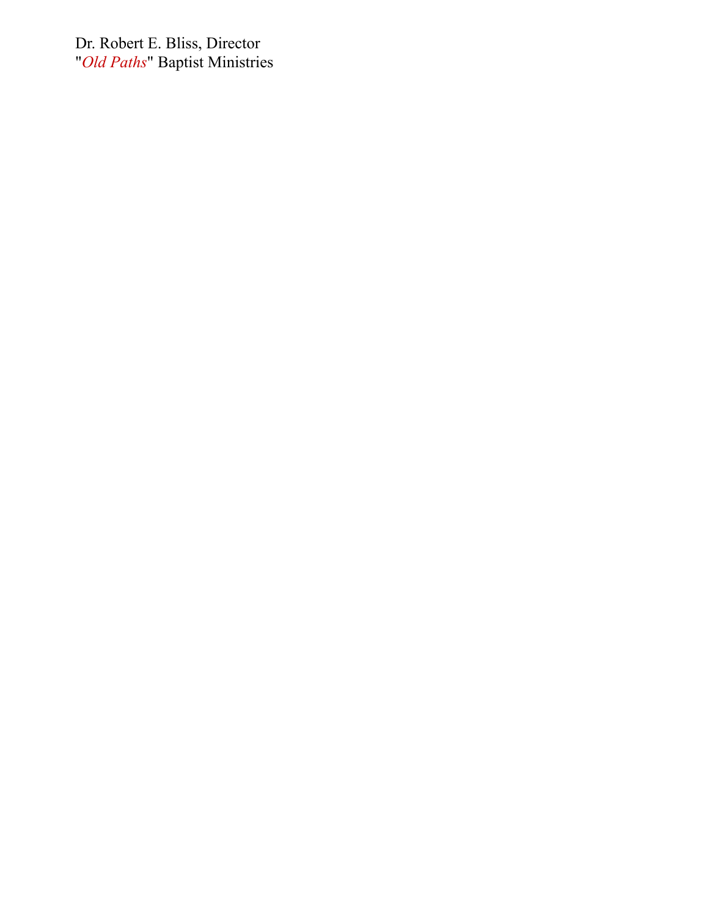Dr. Robert E. Bliss, Director
"*Old Paths*" Baptist Ministries